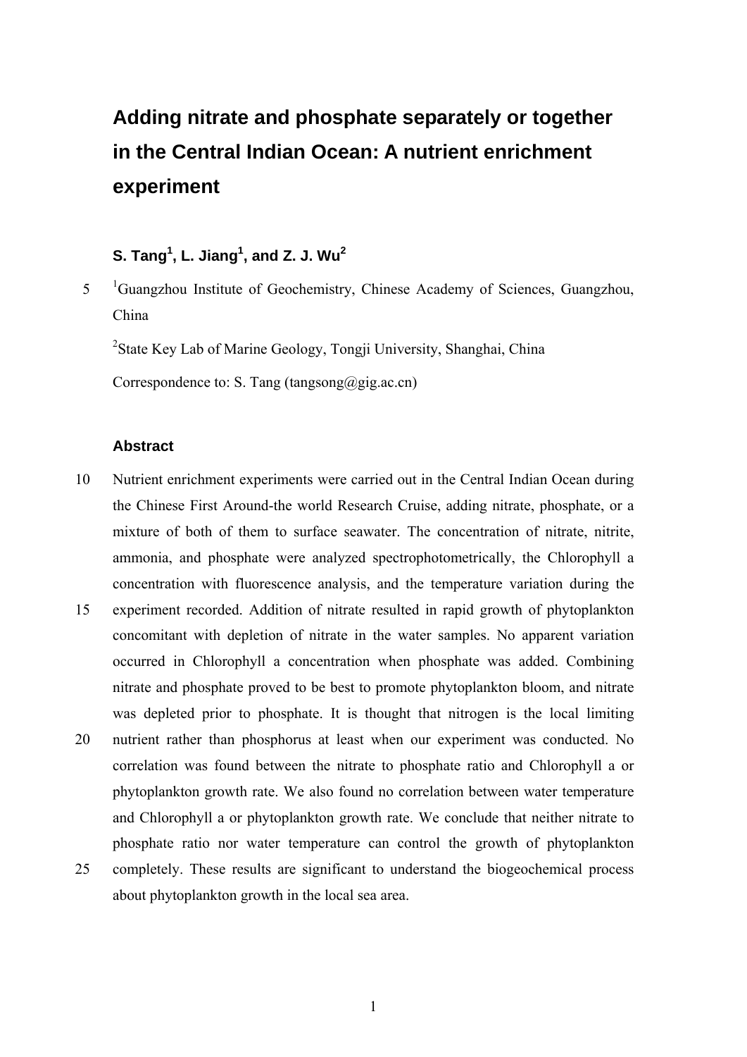# Adding nitrate and phosphate separately or together in the Central Indian Ocean: A nutrient enrichment experiment

**S. Tang[1], L. Jiang[1], and Z. J. Wu[2]**

[1]Guangzhou Institute of Geochemistry, Chinese Academy of Sciences, Guangzhou, China

[2]State Key Lab of Marine Geology, Tongji University, Shanghai, China

Correspondence to: S. Tang (tangsong@gig.ac.cn)

## Abstract

Nutrient enrichment experiments were carried out in the Central Indian Ocean during the Chinese First Around-the world Research Cruise, adding nitrate, phosphate, or a mixture of both of them to surface seawater. The concentration of nitrate, nitrite, ammonia, and phosphate were analyzed spectrophotometrically, the Chlorophyll a concentration with fluorescence analysis, and the temperature variation during the experiment recorded. Addition of nitrate resulted in rapid growth of phytoplankton concomitant with depletion of nitrate in the water samples. No apparent variation occurred in Chlorophyll a concentration when phosphate was added. Combining nitrate and phosphate proved to be best to promote phytoplankton bloom, and nitrate was depleted prior to phosphate. It is thought that nitrogen is the local limiting nutrient rather than phosphorus at least when our experiment was conducted. No correlation was found between the nitrate to phosphate ratio and Chlorophyll a or phytoplankton growth rate. We also found no correlation between water temperature and Chlorophyll a or phytoplankton growth rate. We conclude that neither nitrate to phosphate ratio nor water temperature can control the growth of phytoplankton completely. These results are significant to understand the biogeochemical process about phytoplankton growth in the local sea area.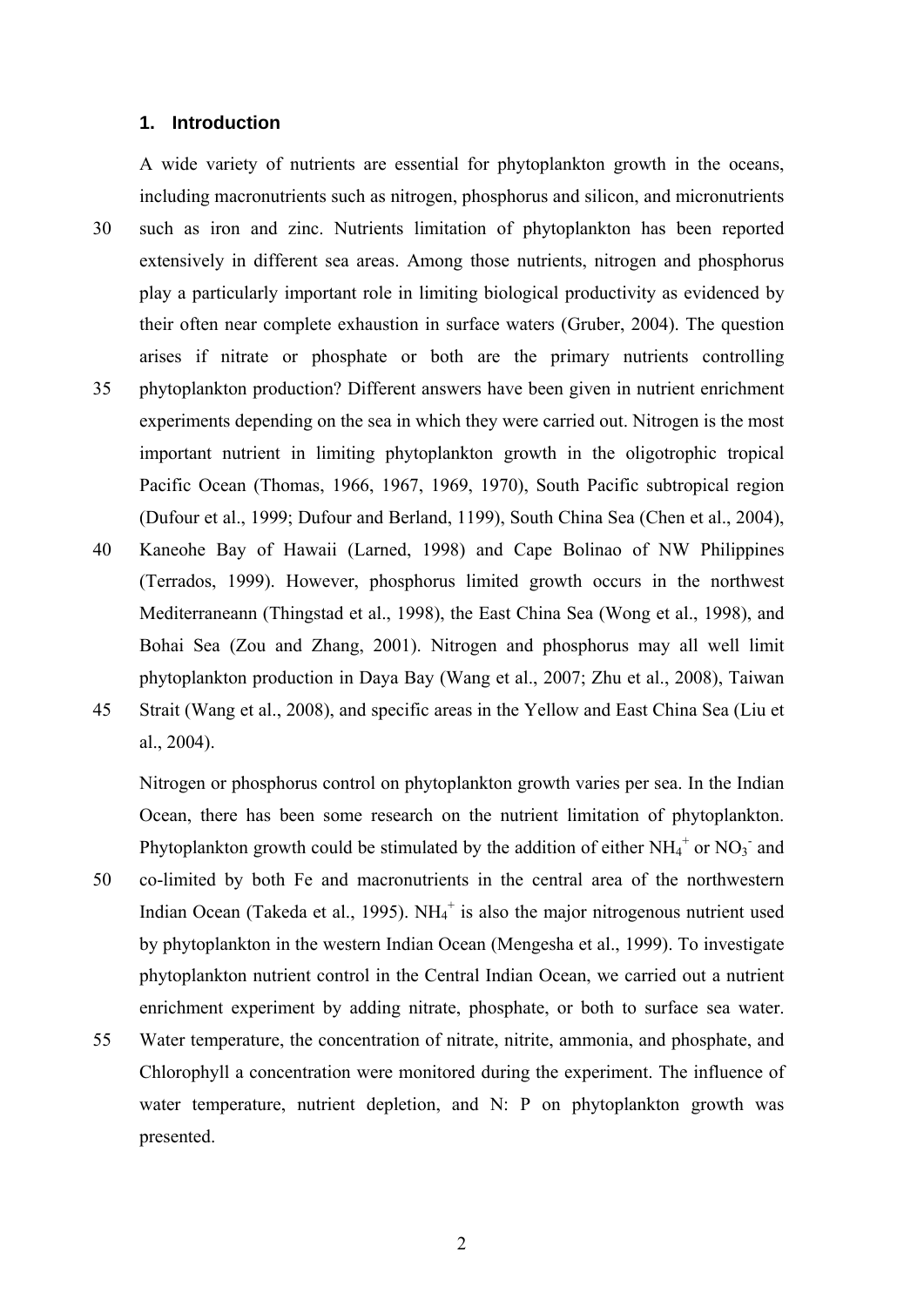## 1. Introduction

A wide variety of nutrients are essential for phytoplankton growth in the oceans, including macronutrients such as nitrogen, phosphorus and silicon, and micronutrients such as iron and zinc. Nutrients limitation of phytoplankton has been reported extensively in different sea areas. Among those nutrients, nitrogen and phosphorus play a particularly important role in limiting biological productivity as evidenced by their often near complete exhaustion in surface waters (Gruber, 2004). The question arises if nitrate or phosphate or both are the primary nutrients controlling phytoplankton production? Different answers have been given in nutrient enrichment experiments depending on the sea in which they were carried out. Nitrogen is the most important nutrient in limiting phytoplankton growth in the oligotrophic tropical Pacific Ocean (Thomas, 1966, 1967, 1969, 1970), South Pacific subtropical region (Dufour et al., 1999; Dufour and Berland, 1199), South China Sea (Chen et al., 2004), Kaneohe Bay of Hawaii (Larned, 1998) and Cape Bolinao of NW Philippines (Terrados, 1999). However, phosphorus limited growth occurs in the northwest Mediterraneann (Thingstad et al., 1998), the East China Sea (Wong et al., 1998), and Bohai Sea (Zou and Zhang, 2001). Nitrogen and phosphorus may all well limit phytoplankton production in Daya Bay (Wang et al., 2007; Zhu et al., 2008), Taiwan Strait (Wang et al., 2008), and specific areas in the Yellow and East China Sea (Liu et al., 2004).

Nitrogen or phosphorus control on phytoplankton growth varies per sea. In the Indian Ocean, there has been some research on the nutrient limitation of phytoplankton. Phytoplankton growth could be stimulated by the addition of either $NH_4^+$ or $NO_3^-$ and co-limited by both Fe and macronutrients in the central area of the northwestern Indian Ocean (Takeda et al., 1995). $NH_4^+$ is also the major nitrogenous nutrient used by phytoplankton in the western Indian Ocean (Mengesha et al., 1999). To investigate phytoplankton nutrient control in the Central Indian Ocean, we carried out a nutrient enrichment experiment by adding nitrate, phosphate, or both to surface sea water. Water temperature, the concentration of nitrate, nitrite, ammonia, and phosphate, and Chlorophyll a concentration were monitored during the experiment. The influence of water temperature, nutrient depletion, and N: P on phytoplankton growth was presented.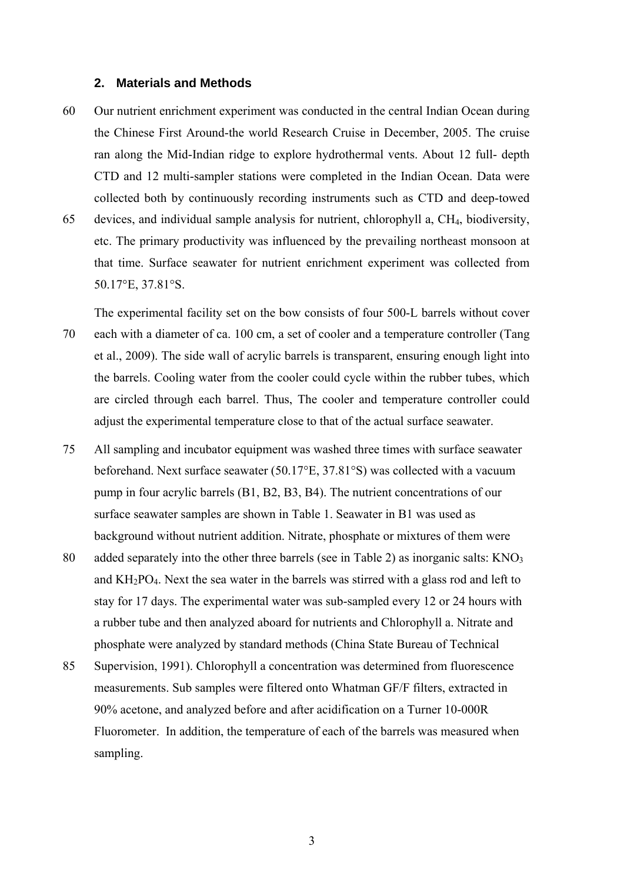## 2. Materials and Methods

Our nutrient enrichment experiment was conducted in the central Indian Ocean during the Chinese First Around-the world Research Cruise in December, 2005. The cruise ran along the Mid-Indian ridge to explore hydrothermal vents. About 12 full- depth CTD and 12 multi-sampler stations were completed in the Indian Ocean. Data were collected both by continuously recording instruments such as CTD and deep-towed devices, and individual sample analysis for nutrient, chlorophyll a, $CH_4$, biodiversity, etc. The primary productivity was influenced by the prevailing northeast monsoon at that time. Surface seawater for nutrient enrichment experiment was collected from 50.17°E, 37.81°S.

The experimental facility set on the bow consists of four 500-L barrels without cover each with a diameter of ca. 100 cm, a set of cooler and a temperature controller (Tang et al., 2009). The side wall of acrylic barrels is transparent, ensuring enough light into the barrels. Cooling water from the cooler could cycle within the rubber tubes, which are circled through each barrel. Thus, The cooler and temperature controller could adjust the experimental temperature close to that of the actual surface seawater.

All sampling and incubator equipment was washed three times with surface seawater beforehand. Next surface seawater (50.17°E, 37.81°S) was collected with a vacuum pump in four acrylic barrels (B1, B2, B3, B4). The nutrient concentrations of our surface seawater samples are shown in Table 1. Seawater in B1 was used as background without nutrient addition. Nitrate, phosphate or mixtures of them were added separately into the other three barrels (see in Table 2) as inorganic salts: $KNO_3$ and $KH_2PO_4$. Next the sea water in the barrels was stirred with a glass rod and left to stay for 17 days. The experimental water was sub-sampled every 12 or 24 hours with a rubber tube and then analyzed aboard for nutrients and Chlorophyll a. Nitrate and phosphate were analyzed by standard methods (China State Bureau of Technical Supervision, 1991). Chlorophyll a concentration was determined from fluorescence measurements. Sub samples were filtered onto Whatman GF/F filters, extracted in 90% acetone, and analyzed before and after acidification on a Turner 10-000R Fluorometer. In addition, the temperature of each of the barrels was measured when sampling.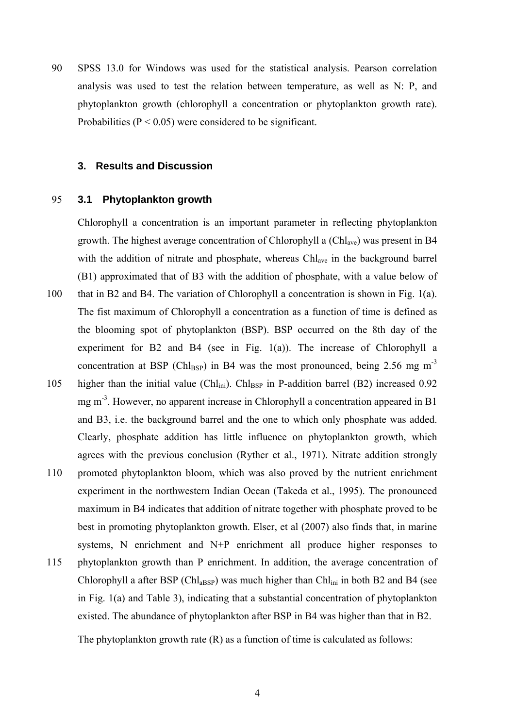SPSS 13.0 for Windows was used for the statistical analysis. Pearson correlation analysis was used to test the relation between temperature, as well as N: P, and phytoplankton growth (chlorophyll a concentration or phytoplankton growth rate). Probabilities ($P < 0.05$) were considered to be significant.

## 3. Results and Discussion

### 3.1 Phytoplankton growth

Chlorophyll a concentration is an important parameter in reflecting phytoplankton growth. The highest average concentration of Chlorophyll a ($Chl_{ave}$) was present in B4 with the addition of nitrate and phosphate, whereas $Chl_{ave}$ in the background barrel (B1) approximated that of B3 with the addition of phosphate, with a value below of that in B2 and B4. The variation of Chlorophyll a concentration is shown in Fig. 1(a). The fist maximum of Chlorophyll a concentration as a function of time is defined as the blooming spot of phytoplankton (BSP). BSP occurred on the 8th day of the experiment for B2 and B4 (see in Fig. 1(a)). The increase of Chlorophyll a concentration at BSP ($Chl_{BSP}$) in B4 was the most pronounced, being 2.56 mg $m^{-3}$ higher than the initial value ($Chl_{ini}$). $Chl_{BSP}$ in P-addition barrel (B2) increased 0.92 mg $m^{-3}$. However, no apparent increase in Chlorophyll a concentration appeared in B1 and B3, i.e. the background barrel and the one to which only phosphate was added. Clearly, phosphate addition has little influence on phytoplankton growth, which agrees with the previous conclusion (Ryther et al., 1971). Nitrate addition strongly promoted phytoplankton bloom, which was also proved by the nutrient enrichment experiment in the northwestern Indian Ocean (Takeda et al., 1995). The pronounced maximum in B4 indicates that addition of nitrate together with phosphate proved to be best in promoting phytoplankton growth. Elser, et al (2007) also finds that, in marine systems, N enrichment and N+P enrichment all produce higher responses to phytoplankton growth than P enrichment. In addition, the average concentration of Chlorophyll a after BSP ($Chl_{aBSP}$) was much higher than $Chl_{ini}$ in both B2 and B4 (see in Fig. 1(a) and Table 3), indicating that a substantial concentration of phytoplankton existed. The abundance of phytoplankton after BSP in B4 was higher than that in B2.

The phytoplankton growth rate (R) as a function of time is calculated as follows: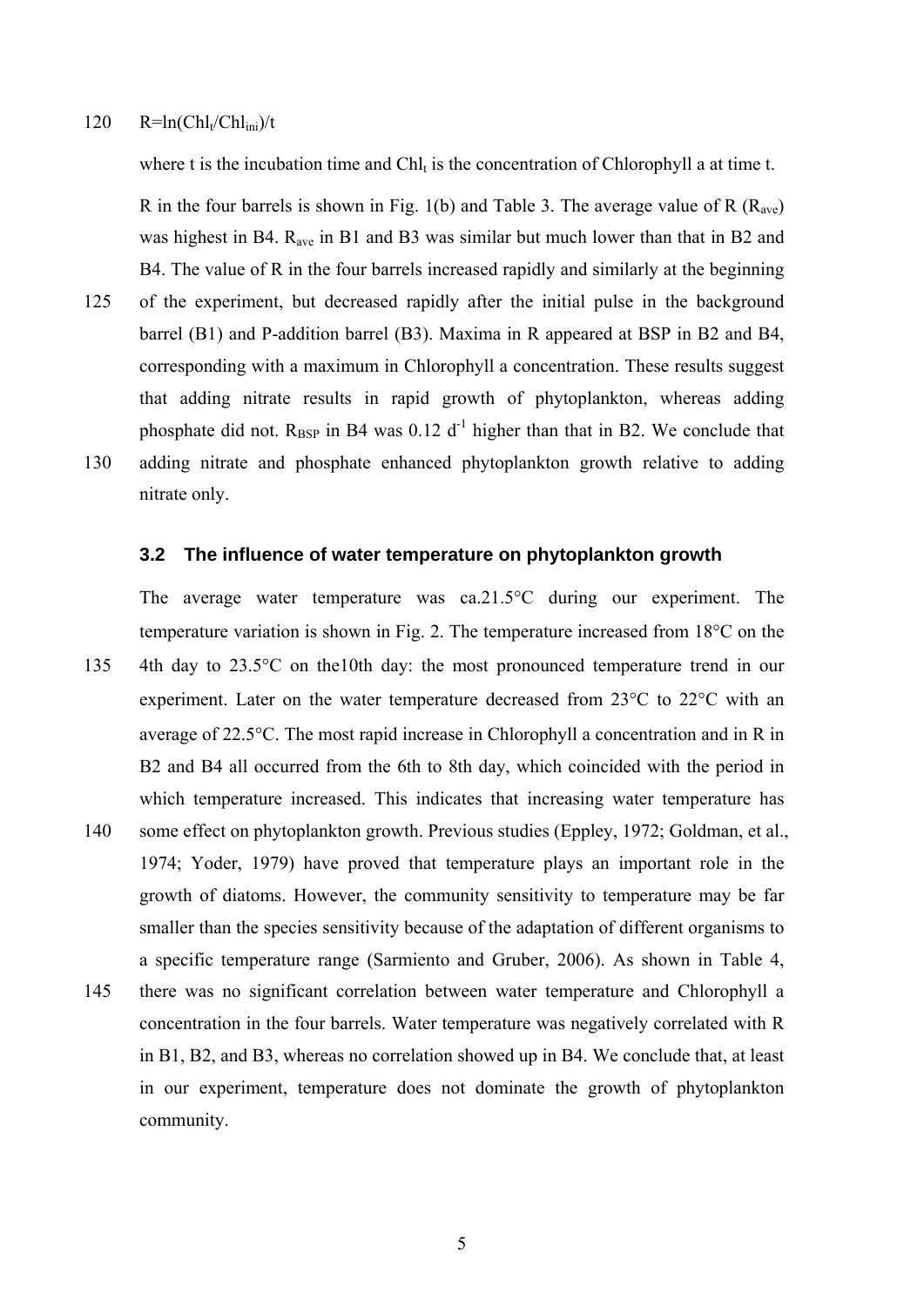$$R = \ln(Chl_t/Chl_{ini})/t$$

where t is the incubation time and $Chl_t$ is the concentration of Chlorophyll a at time t.

R in the four barrels is shown in Fig. 1(b) and Table 3. The average value of R ($R_{ave}$) was highest in B4. $R_{ave}$ in B1 and B3 was similar but much lower than that in B2 and B4. The value of R in the four barrels increased rapidly and similarly at the beginning of the experiment, but decreased rapidly after the initial pulse in the background barrel (B1) and P-addition barrel (B3). Maxima in R appeared at BSP in B2 and B4, corresponding with a maximum in Chlorophyll a concentration. These results suggest that adding nitrate results in rapid growth of phytoplankton, whereas adding phosphate did not. $R_{BSP}$ in B4 was 0.12 $d^{-1}$ higher than that in B2. We conclude that adding nitrate and phosphate enhanced phytoplankton growth relative to adding nitrate only.

### 3.2 The influence of water temperature on phytoplankton growth

The average water temperature was ca.21.5°C during our experiment. The temperature variation is shown in Fig. 2. The temperature increased from 18°C on the 4th day to 23.5°C on the10th day: the most pronounced temperature trend in our experiment. Later on the water temperature decreased from 23°C to 22°C with an average of 22.5°C. The most rapid increase in Chlorophyll a concentration and in R in B2 and B4 all occurred from the 6th to 8th day, which coincided with the period in which temperature increased. This indicates that increasing water temperature has some effect on phytoplankton growth. Previous studies (Eppley, 1972; Goldman, et al., 1974; Yoder, 1979) have proved that temperature plays an important role in the growth of diatoms. However, the community sensitivity to temperature may be far smaller than the species sensitivity because of the adaptation of different organisms to a specific temperature range (Sarmiento and Gruber, 2006). As shown in Table 4, there was no significant correlation between water temperature and Chlorophyll a concentration in the four barrels. Water temperature was negatively correlated with R in B1, B2, and B3, whereas no correlation showed up in B4. We conclude that, at least in our experiment, temperature does not dominate the growth of phytoplankton community.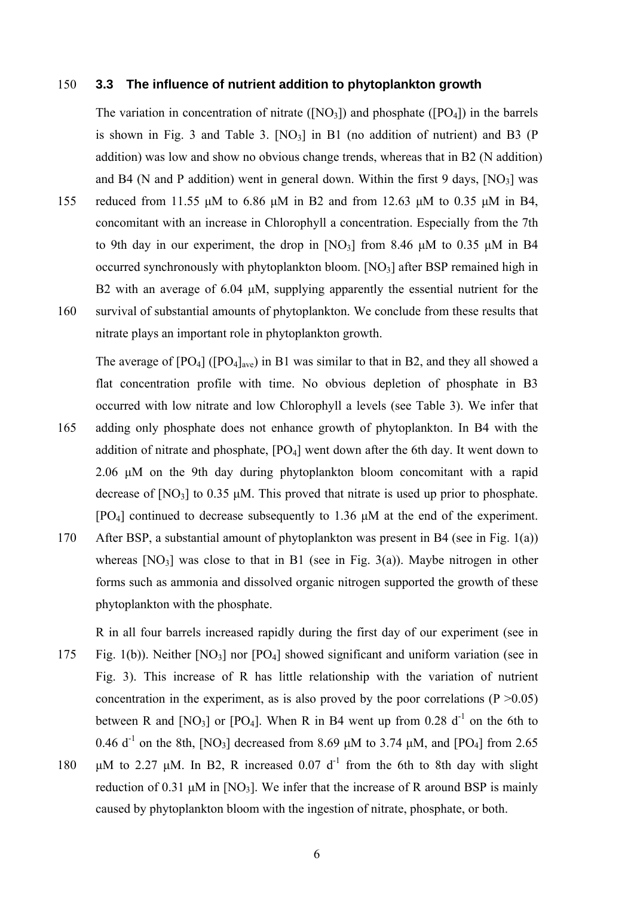### 3.3 The influence of nutrient addition to phytoplankton growth

The variation in concentration of nitrate ($[NO_3]$) and phosphate ($[PO_4]$) in the barrels is shown in Fig. 3 and Table 3. $[NO_3]$ in B1 (no addition of nutrient) and B3 (P addition) was low and show no obvious change trends, whereas that in B2 (N addition) and B4 (N and P addition) went in general down. Within the first 9 days, $[NO_3]$ was reduced from 11.55 μM to 6.86 μM in B2 and from 12.63 μM to 0.35 μM in B4, concomitant with an increase in Chlorophyll a concentration. Especially from the 7th to 9th day in our experiment, the drop in $[NO_3]$ from 8.46 μM to 0.35 μM in B4 occurred synchronously with phytoplankton bloom. $[NO_3]$ after BSP remained high in B2 with an average of 6.04 μM, supplying apparently the essential nutrient for the survival of substantial amounts of phytoplankton. We conclude from these results that nitrate plays an important role in phytoplankton growth.

The average of $[PO_4]$ ($[PO_4]_{ave}$) in B1 was similar to that in B2, and they all showed a flat concentration profile with time. No obvious depletion of phosphate in B3 occurred with low nitrate and low Chlorophyll a levels (see Table 3). We infer that adding only phosphate does not enhance growth of phytoplankton. In B4 with the addition of nitrate and phosphate, $[PO_4]$ went down after the 6th day. It went down to 2.06 μM on the 9th day during phytoplankton bloom concomitant with a rapid decrease of $[NO_3]$ to 0.35 μM. This proved that nitrate is used up prior to phosphate. $[PO_4]$ continued to decrease subsequently to 1.36 μM at the end of the experiment. After BSP, a substantial amount of phytoplankton was present in B4 (see in Fig. 1(a)) whereas $[NO_3]$ was close to that in B1 (see in Fig. 3(a)). Maybe nitrogen in other forms such as ammonia and dissolved organic nitrogen supported the growth of these phytoplankton with the phosphate.

R in all four barrels increased rapidly during the first day of our experiment (see in Fig. 1(b)). Neither $[NO_3]$ nor $[PO_4]$ showed significant and uniform variation (see in Fig. 3). This increase of R has little relationship with the variation of nutrient concentration in the experiment, as is also proved by the poor correlations ($P > 0.05$) between R and $[NO_3]$ or $[PO_4]$. When R in B4 went up from 0.28 $d^{-1}$ on the 6th to 0.46 $d^{-1}$ on the 8th, $[NO_3]$ decreased from 8.69 μM to 3.74 μM, and $[PO_4]$ from 2.65 μM to 2.27 μM. In B2, R increased 0.07 $d^{-1}$ from the 6th to 8th day with slight reduction of 0.31 μM in $[NO_3]$. We infer that the increase of R around BSP is mainly caused by phytoplankton bloom with the ingestion of nitrate, phosphate, or both.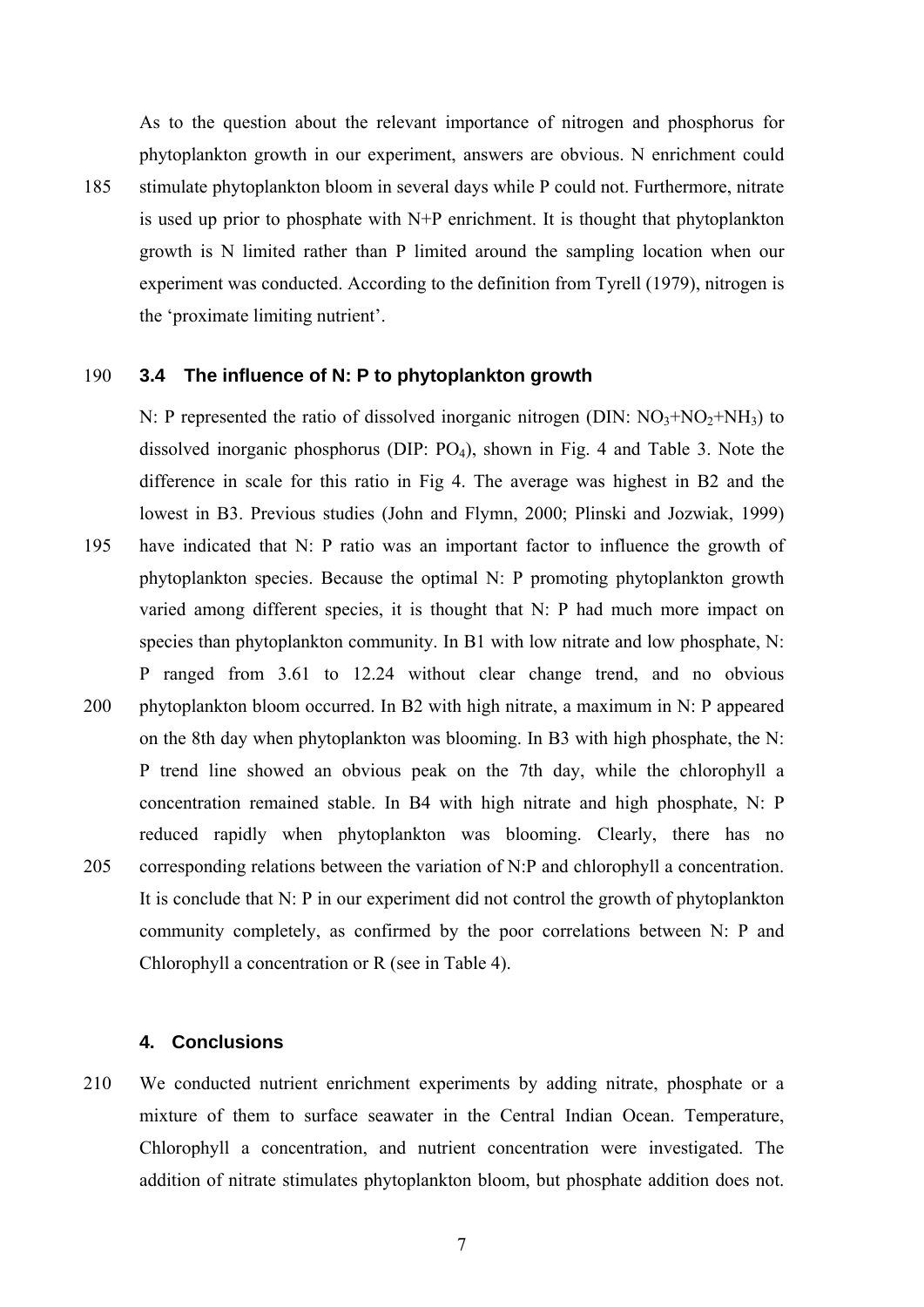As to the question about the relevant importance of nitrogen and phosphorus for phytoplankton growth in our experiment, answers are obvious. N enrichment could stimulate phytoplankton bloom in several days while P could not. Furthermore, nitrate is used up prior to phosphate with N+P enrichment. It is thought that phytoplankton growth is N limited rather than P limited around the sampling location when our experiment was conducted. According to the definition from Tyrell (1979), nitrogen is the 'proximate limiting nutrient'.

### 3.4 The influence of N: P to phytoplankton growth

N: P represented the ratio of dissolved inorganic nitrogen (DIN: $NO_3$+$NO_2$+$NH_3$) to dissolved inorganic phosphorus (DIP: $PO_4$), shown in Fig. 4 and Table 3. Note the difference in scale for this ratio in Fig 4. The average was highest in B2 and the lowest in B3. Previous studies (John and Flymn, 2000; Plinski and Jozwiak, 1999) have indicated that N: P ratio was an important factor to influence the growth of phytoplankton species. Because the optimal N: P promoting phytoplankton growth varied among different species, it is thought that N: P had much more impact on species than phytoplankton community. In B1 with low nitrate and low phosphate, N: P ranged from 3.61 to 12.24 without clear change trend, and no obvious phytoplankton bloom occurred. In B2 with high nitrate, a maximum in N: P appeared on the 8th day when phytoplankton was blooming. In B3 with high phosphate, the N: P trend line showed an obvious peak on the 7th day, while the chlorophyll a concentration remained stable. In B4 with high nitrate and high phosphate, N: P reduced rapidly when phytoplankton was blooming. Clearly, there has no corresponding relations between the variation of N:P and chlorophyll a concentration. It is conclude that N: P in our experiment did not control the growth of phytoplankton community completely, as confirmed by the poor correlations between N: P and Chlorophyll a concentration or R (see in Table 4).

## 4. Conclusions

We conducted nutrient enrichment experiments by adding nitrate, phosphate or a mixture of them to surface seawater in the Central Indian Ocean. Temperature, Chlorophyll a concentration, and nutrient concentration were investigated. The addition of nitrate stimulates phytoplankton bloom, but phosphate addition does not.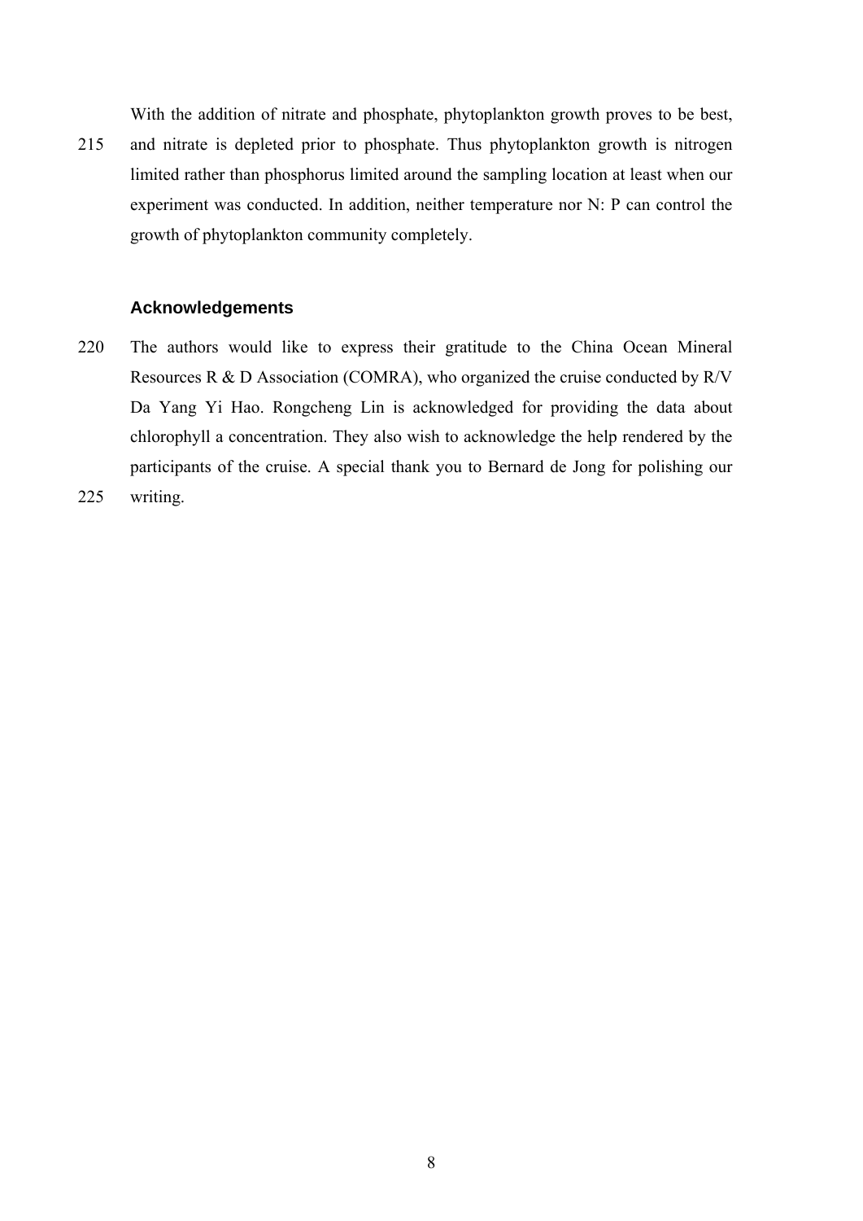With the addition of nitrate and phosphate, phytoplankton growth proves to be best, and nitrate is depleted prior to phosphate. Thus phytoplankton growth is nitrogen limited rather than phosphorus limited around the sampling location at least when our experiment was conducted. In addition, neither temperature nor N: P can control the growth of phytoplankton community completely.

## Acknowledgements

The authors would like to express their gratitude to the China Ocean Mineral Resources R & D Association (COMRA), who organized the cruise conducted by R/V Da Yang Yi Hao. Rongcheng Lin is acknowledged for providing the data about chlorophyll a concentration. They also wish to acknowledge the help rendered by the participants of the cruise. A special thank you to Bernard de Jong for polishing our writing.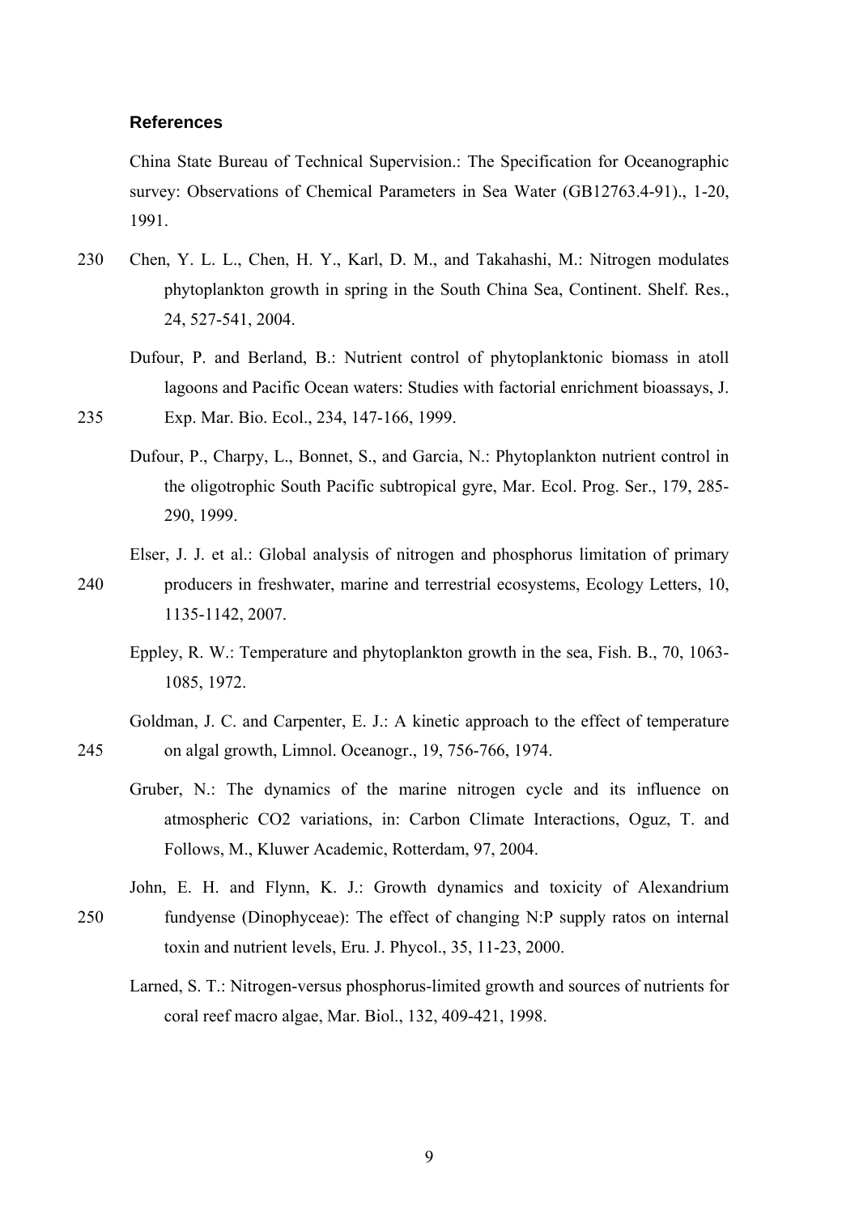## References

China State Bureau of Technical Supervision.: The Specification for Oceanographic survey: Observations of Chemical Parameters in Sea Water (GB12763.4-91)., 1-20, 1991.

Chen, Y. L. L., Chen, H. Y., Karl, D. M., and Takahashi, M.: Nitrogen modulates phytoplankton growth in spring in the South China Sea, Continent. Shelf. Res., 24, 527-541, 2004.

Dufour, P. and Berland, B.: Nutrient control of phytoplanktonic biomass in atoll lagoons and Pacific Ocean waters: Studies with factorial enrichment bioassays, J. Exp. Mar. Bio. Ecol., 234, 147-166, 1999.

Dufour, P., Charpy, L., Bonnet, S., and Garcia, N.: Phytoplankton nutrient control in the oligotrophic South Pacific subtropical gyre, Mar. Ecol. Prog. Ser., 179, 285-290, 1999.

Elser, J. J. et al.: Global analysis of nitrogen and phosphorus limitation of primary producers in freshwater, marine and terrestrial ecosystems, Ecology Letters, 10, 1135-1142, 2007.

Eppley, R. W.: Temperature and phytoplankton growth in the sea, Fish. B., 70, 1063-1085, 1972.

Goldman, J. C. and Carpenter, E. J.: A kinetic approach to the effect of temperature on algal growth, Limnol. Oceanogr., 19, 756-766, 1974.

Gruber, N.: The dynamics of the marine nitrogen cycle and its influence on atmospheric CO2 variations, in: Carbon Climate Interactions, Oguz, T. and Follows, M., Kluwer Academic, Rotterdam, 97, 2004.

John, E. H. and Flynn, K. J.: Growth dynamics and toxicity of Alexandrium fundyense (Dinophyceae): The effect of changing N:P supply ratos on internal toxin and nutrient levels, Eru. J. Phycol., 35, 11-23, 2000.

Larned, S. T.: Nitrogen-versus phosphorus-limited growth and sources of nutrients for coral reef macro algae, Mar. Biol., 132, 409-421, 1998.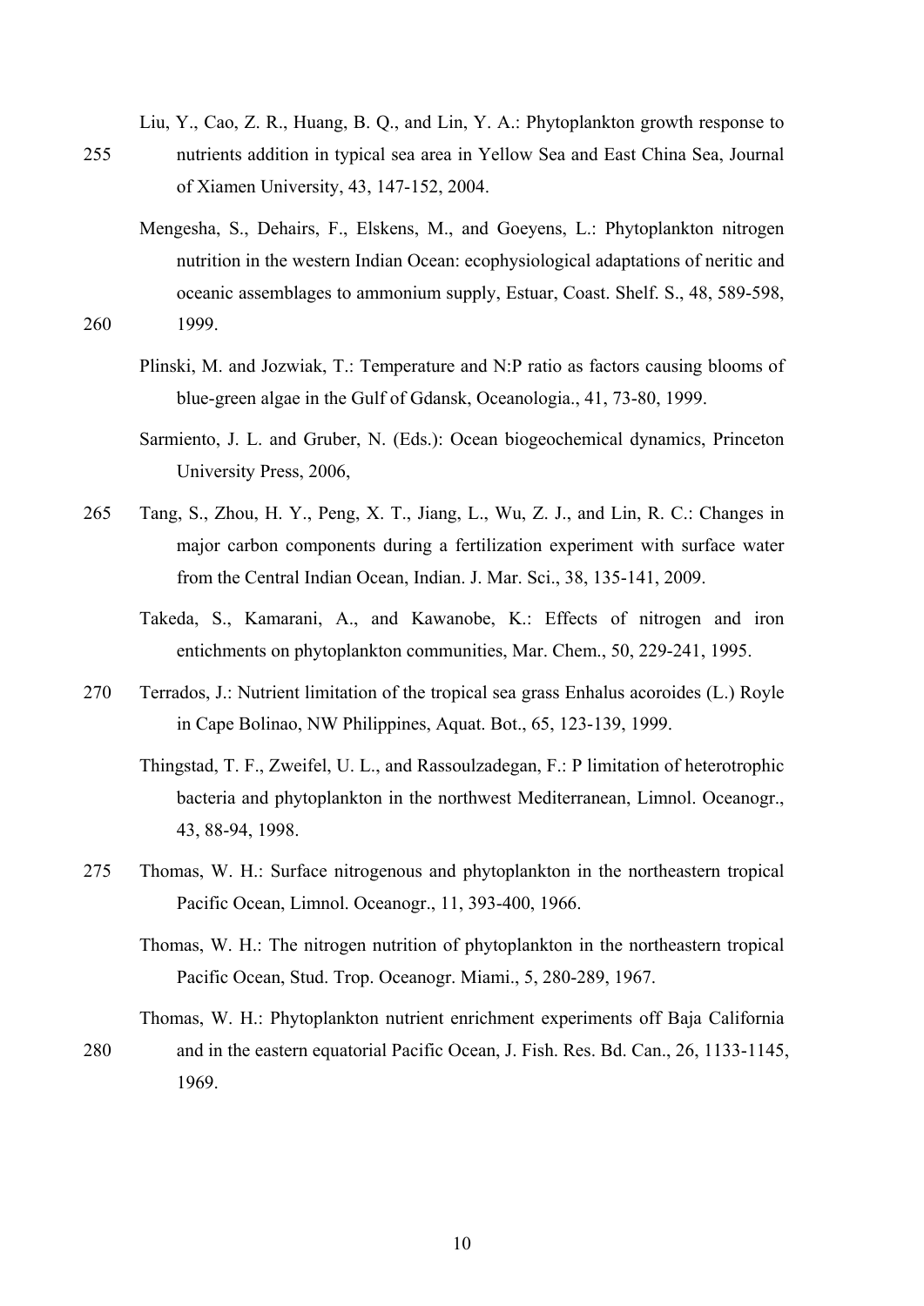Liu, Y., Cao, Z. R., Huang, B. Q., and Lin, Y. A.: Phytoplankton growth response to nutrients addition in typical sea area in Yellow Sea and East China Sea, Journal of Xiamen University, 43, 147-152, 2004.

Mengesha, S., Dehairs, F., Elskens, M., and Goeyens, L.: Phytoplankton nitrogen nutrition in the western Indian Ocean: ecophysiological adaptations of neritic and oceanic assemblages to ammonium supply, Estuar, Coast. Shelf. S., 48, 589-598, 1999.

Plinski, M. and Jozwiak, T.: Temperature and N:P ratio as factors causing blooms of blue-green algae in the Gulf of Gdansk, Oceanologia., 41, 73-80, 1999.

Sarmiento, J. L. and Gruber, N. (Eds.): Ocean biogeochemical dynamics, Princeton University Press, 2006,

Tang, S., Zhou, H. Y., Peng, X. T., Jiang, L., Wu, Z. J., and Lin, R. C.: Changes in major carbon components during a fertilization experiment with surface water from the Central Indian Ocean, Indian. J. Mar. Sci., 38, 135-141, 2009.

Takeda, S., Kamarani, A., and Kawanobe, K.: Effects of nitrogen and iron entichments on phytoplankton communities, Mar. Chem., 50, 229-241, 1995.

Terrados, J.: Nutrient limitation of the tropical sea grass Enhalus acoroides (L.) Royle in Cape Bolinao, NW Philippines, Aquat. Bot., 65, 123-139, 1999.

Thingstad, T. F., Zweifel, U. L., and Rassoulzadegan, F.: P limitation of heterotrophic bacteria and phytoplankton in the northwest Mediterranean, Limnol. Oceanogr., 43, 88-94, 1998.

Thomas, W. H.: Surface nitrogenous and phytoplankton in the northeastern tropical Pacific Ocean, Limnol. Oceanogr., 11, 393-400, 1966.

Thomas, W. H.: The nitrogen nutrition of phytoplankton in the northeastern tropical Pacific Ocean, Stud. Trop. Oceanogr. Miami., 5, 280-289, 1967.

Thomas, W. H.: Phytoplankton nutrient enrichment experiments off Baja California and in the eastern equatorial Pacific Ocean, J. Fish. Res. Bd. Can., 26, 1133-1145, 1969.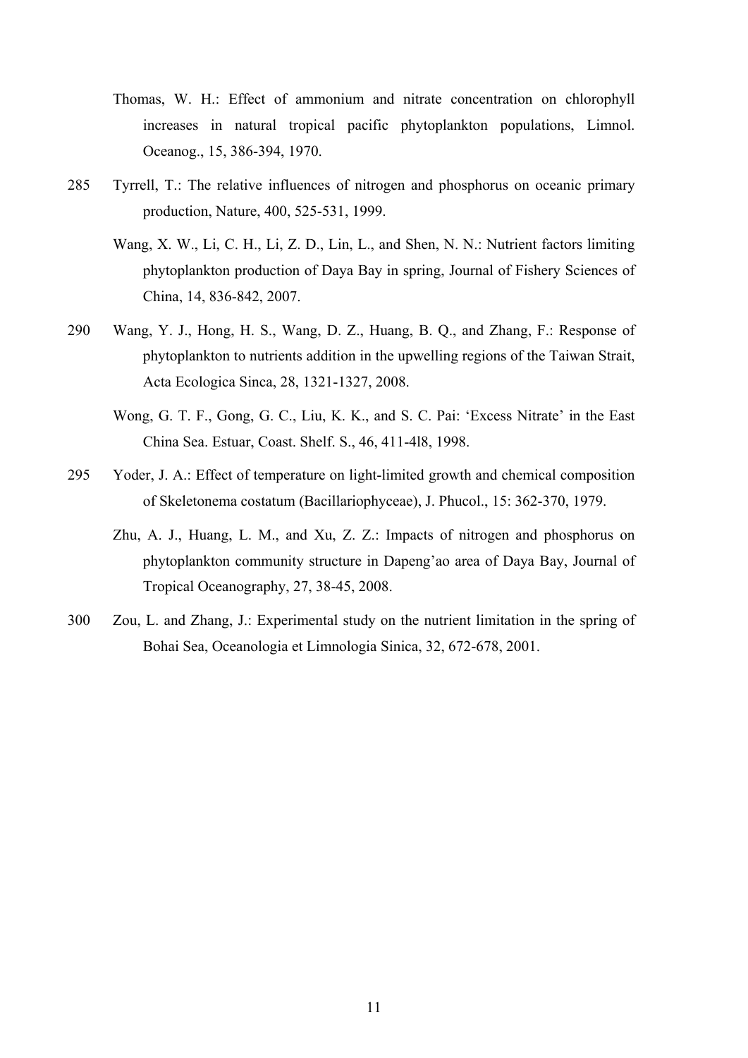Thomas, W. H.: Effect of ammonium and nitrate concentration on chlorophyll increases in natural tropical pacific phytoplankton populations, Limnol. Oceanog., 15, 386-394, 1970.

285 Tyrrell, T.: The relative influences of nitrogen and phosphorus on oceanic primary production, Nature, 400, 525-531, 1999.

Wang, X. W., Li, C. H., Li, Z. D., Lin, L., and Shen, N. N.: Nutrient factors limiting phytoplankton production of Daya Bay in spring, Journal of Fishery Sciences of China, 14, 836-842, 2007.

290 Wang, Y. J., Hong, H. S., Wang, D. Z., Huang, B. Q., and Zhang, F.: Response of phytoplankton to nutrients addition in the upwelling regions of the Taiwan Strait, Acta Ecologica Sinca, 28, 1321-1327, 2008.

Wong, G. T. F., Gong, G. C., Liu, K. K., and S. C. Pai: 'Excess Nitrate' in the East China Sea. Estuar, Coast. Shelf. S., 46, 411-4l8, 1998.

295 Yoder, J. A.: Effect of temperature on light-limited growth and chemical composition of Skeletonema costatum (Bacillariophyceae), J. Phucol., 15: 362-370, 1979.

Zhu, A. J., Huang, L. M., and Xu, Z. Z.: Impacts of nitrogen and phosphorus on phytoplankton community structure in Dapeng'ao area of Daya Bay, Journal of Tropical Oceanography, 27, 38-45, 2008.

300 Zou, L. and Zhang, J.: Experimental study on the nutrient limitation in the spring of Bohai Sea, Oceanologia et Limnologia Sinica, 32, 672-678, 2001.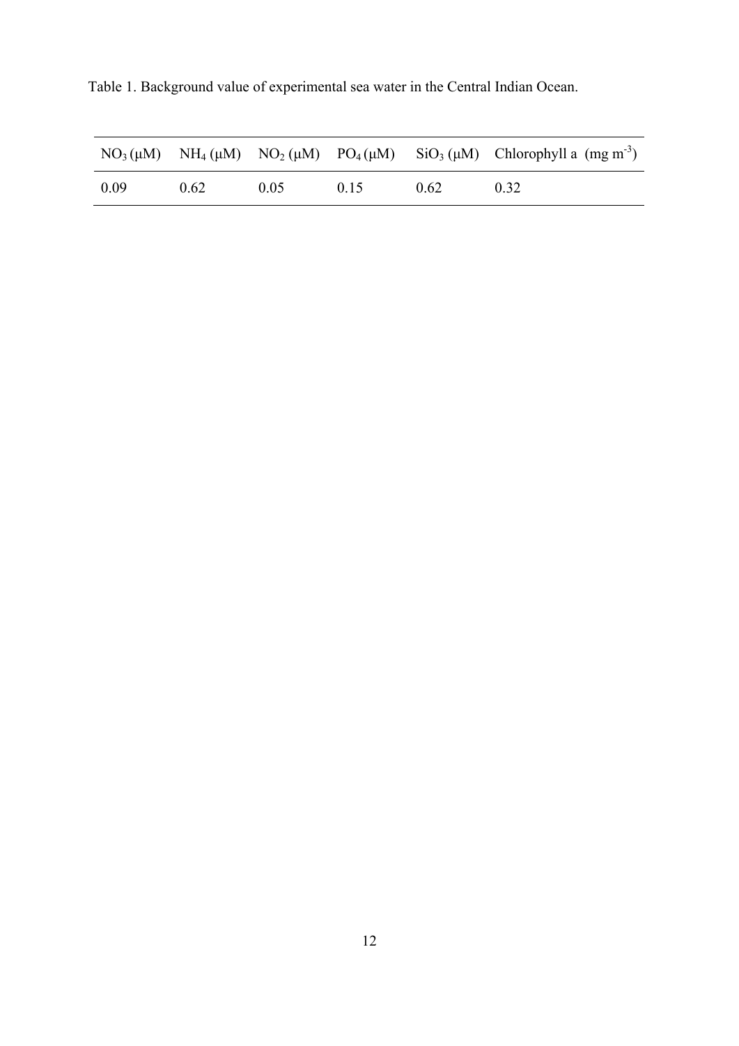Table 1. Background value of experimental sea water in the Central Indian Ocean.

| $NO_3$ (μM) | $NH_4$ (μM) | $NO_2$ (μM) | $PO_4$ (μM) | $SiO_3$ (μM) | Chlorophyll a (mg $m^{-3}$) |
|---|---|---|---|---|---|
| 0.09 | 0.62 | 0.05 | 0.15 | 0.62 | 0.32 |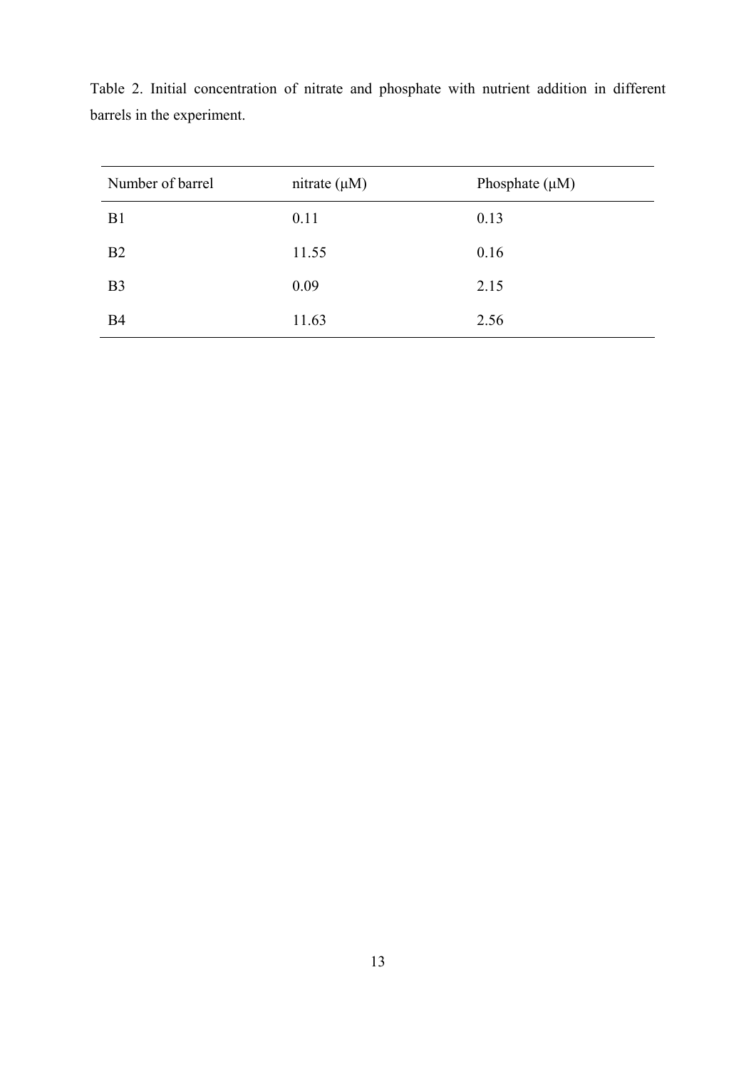Table 2. Initial concentration of nitrate and phosphate with nutrient addition in different barrels in the experiment.

| Number of barrel | nitrate (μM) | Phosphate (μM) |
| --- | --- | --- |
| B1 | 0.11 | 0.13 |
| B2 | 11.55 | 0.16 |
| B3 | 0.09 | 2.15 |
| B4 | 11.63 | 2.56 |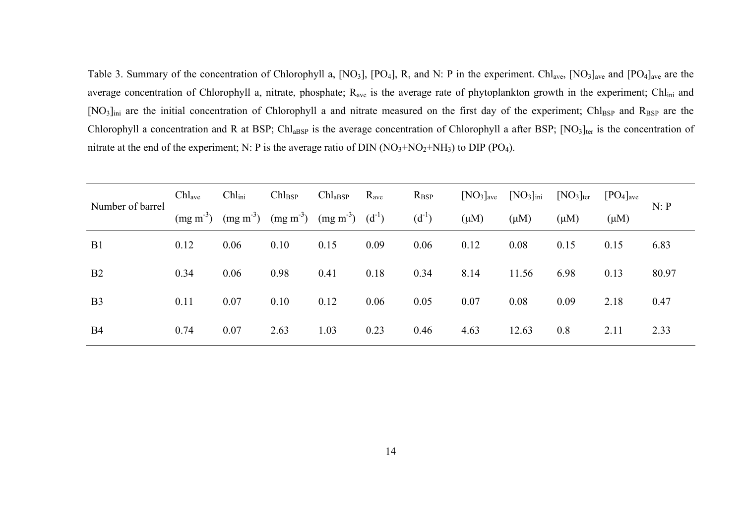Table 3. Summary of the concentration of Chlorophyll a, $[NO_3]$, $[PO_4]$, R, and N: P in the experiment. $Chl_{ave}$, $[NO_3]_{ave}$ and $[PO_4]_{ave}$ are the average concentration of Chlorophyll a, nitrate, phosphate; $R_{ave}$ is the average rate of phytoplankton growth in the experiment; $Chl_{ini}$ and $[NO_3]_{ini}$ are the initial concentration of Chlorophyll a and nitrate measured on the first day of the experiment; $Chl_{BSP}$ and $R_{BSP}$ are the Chlorophyll a concentration and R at BSP; $Chl_{aBSP}$ is the average concentration of Chlorophyll a after BSP; $[NO_3]_{ter}$ is the concentration of nitrate at the end of the experiment; N: P is the average ratio of DIN ($NO_3$+$NO_2$+$NH_3$) to DIP ($PO_4$).

| Number of barrel | $Chl_{ave}$ (mg $m^{-3}$) | $Chl_{ini}$ (mg $m^{-3}$) | $Chl_{BSP}$ (mg $m^{-3}$) | $Chl_{aBSP}$ (mg $m^{-3}$) | $R_{ave}$ ($d^{-1}$) | $R_{BSP}$ ($d^{-1}$) | $[NO_3]_{ave}$ (μM) | $[NO_3]_{ini}$ (μM) | $[NO_3]_{ter}$ (μM) | $[PO_4]_{ave}$ (μM) | N: P |
|---|---|---|---|---|---|---|---|---|---|---|---|
| B1 | 0.12 | 0.06 | 0.10 | 0.15 | 0.09 | 0.06 | 0.12 | 0.08 | 0.15 | 0.15 | 6.83 |
| B2 | 0.34 | 0.06 | 0.98 | 0.41 | 0.18 | 0.34 | 8.14 | 11.56 | 6.98 | 0.13 | 80.97 |
| B3 | 0.11 | 0.07 | 0.10 | 0.12 | 0.06 | 0.05 | 0.07 | 0.08 | 0.09 | 2.18 | 0.47 |
| B4 | 0.74 | 0.07 | 2.63 | 1.03 | 0.23 | 0.46 | 4.63 | 12.63 | 0.8 | 2.11 | 2.33 |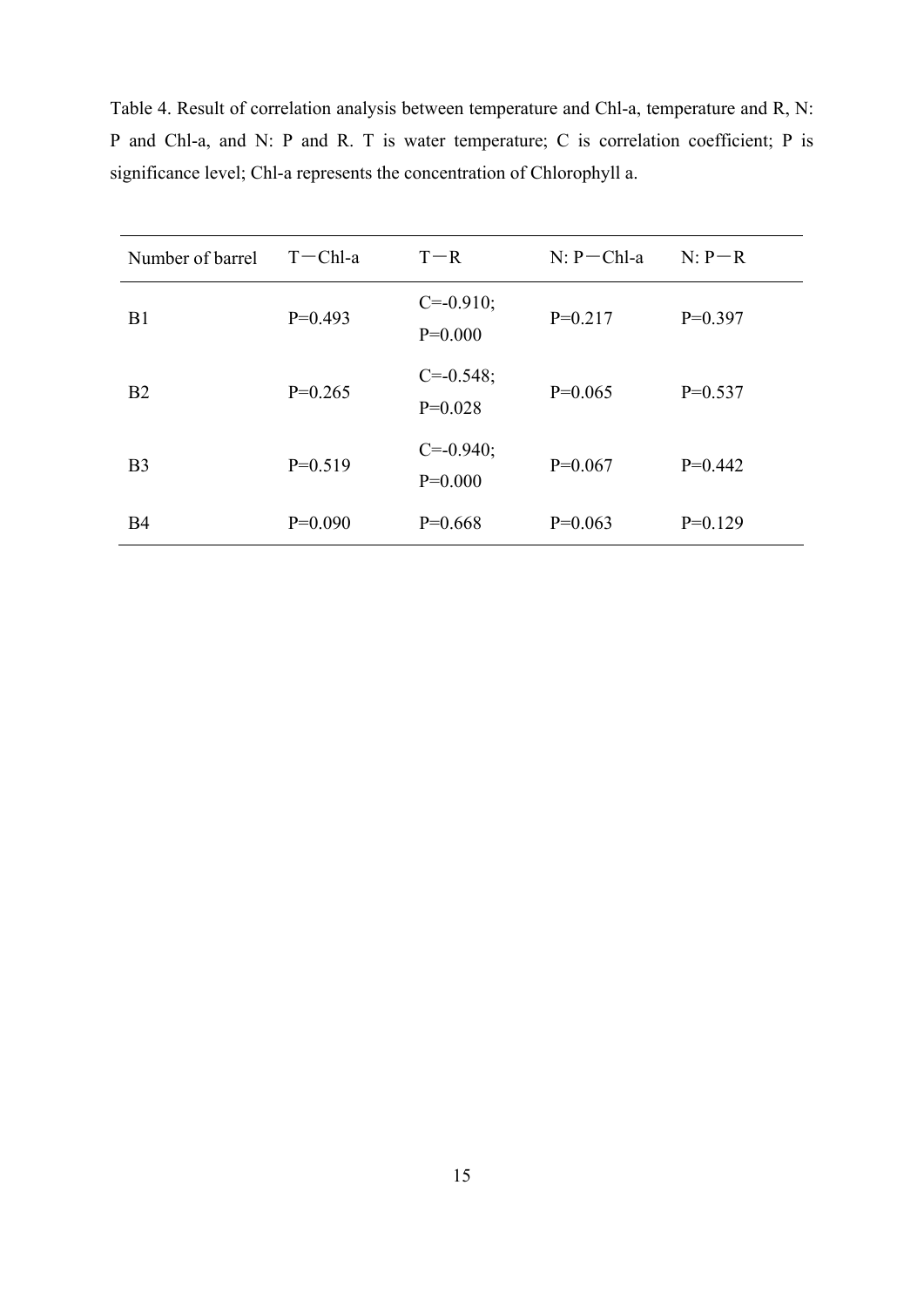Table 4. Result of correlation analysis between temperature and Chl-a, temperature and R, N: P and Chl-a, and N: P and R. T is water temperature; C is correlation coefficient; P is significance level; Chl-a represents the concentration of Chlorophyll a.

| Number of barrel | T－Chl-a | T－R | N: P－Chl-a | N: P－R |
|---|---|---|---|---|
| B1 | P=0.493 | C=-0.910; P=0.000 | P=0.217 | P=0.397 |
| B2 | P=0.265 | C=-0.548; P=0.028 | P=0.065 | P=0.537 |
| B3 | P=0.519 | C=-0.940; P=0.000 | P=0.067 | P=0.442 |
| B4 | P=0.090 | P=0.668 | P=0.063 | P=0.129 |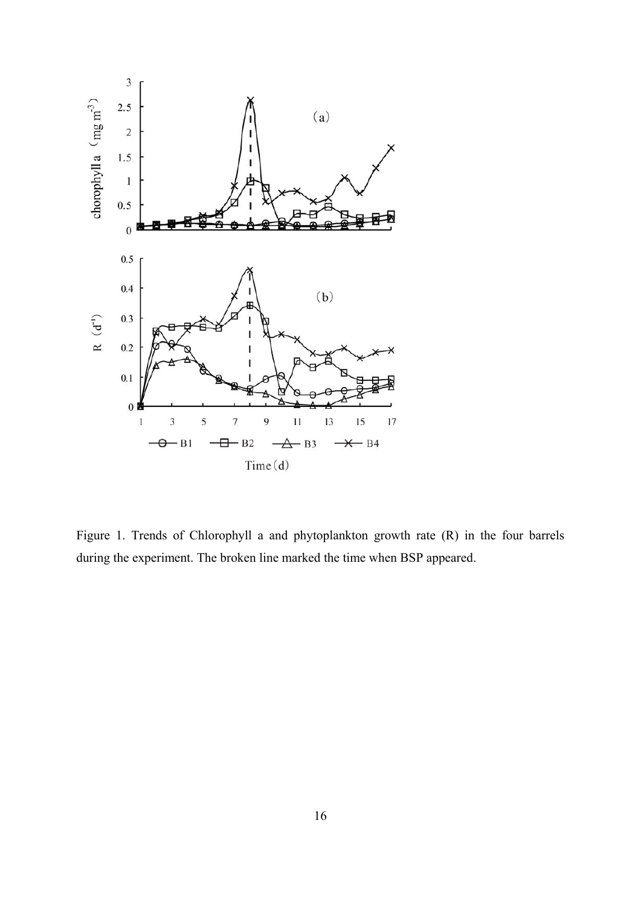Figure 1. Trends of Chlorophyll a and phytoplankton growth rate (R) in the four barrels during the experiment. The broken line marked the time when BSP appeared.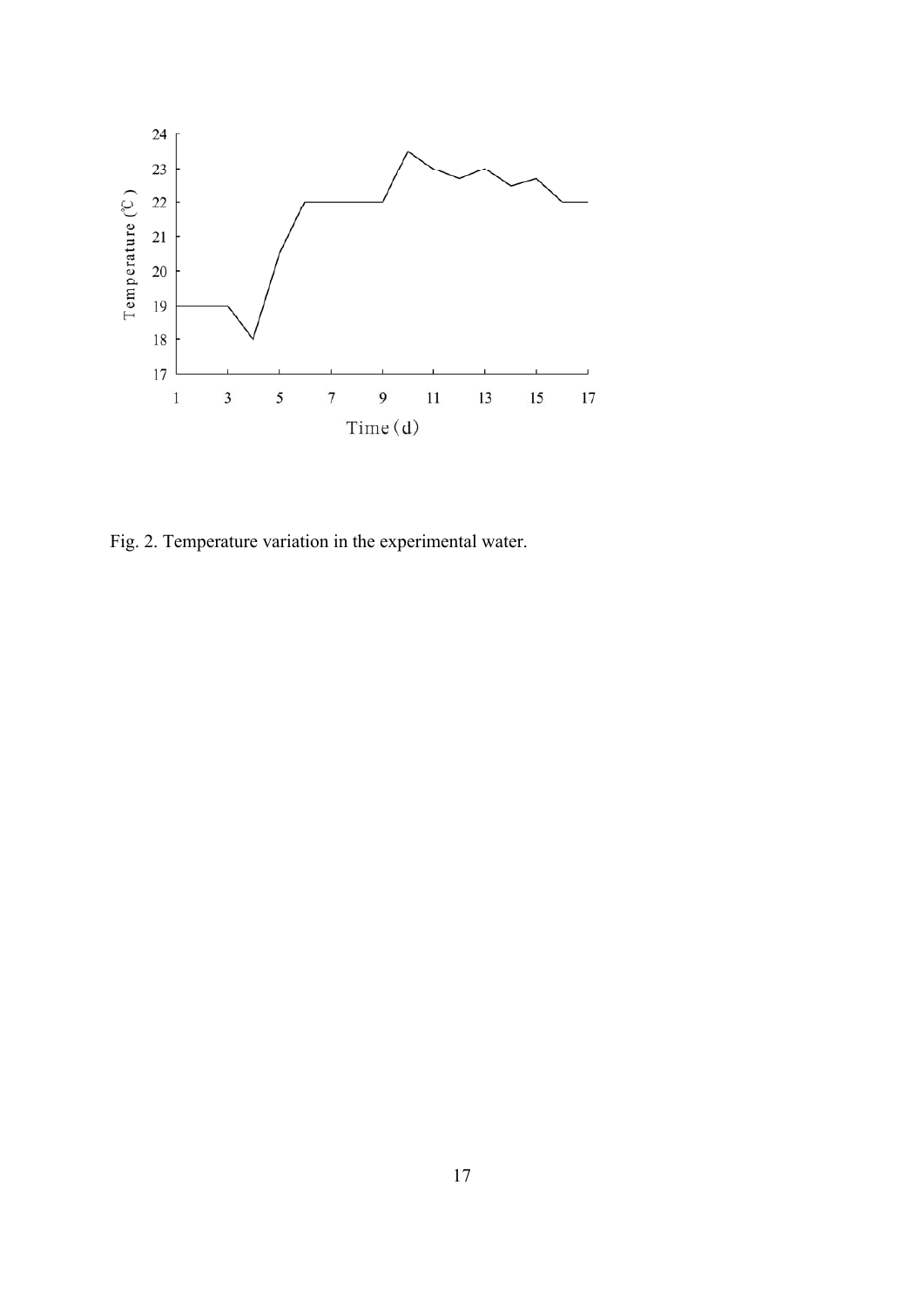Fig. 2. Temperature variation in the experimental water.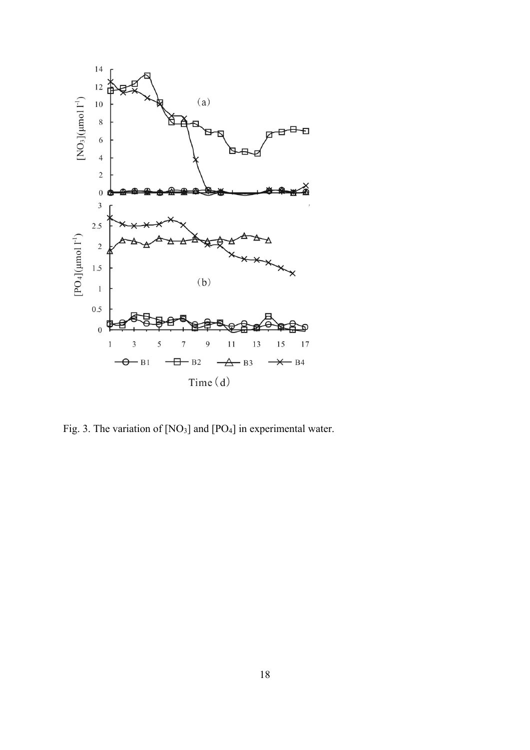Fig. 3. The variation of $[NO_3]$ and $[PO_4]$ in experimental water.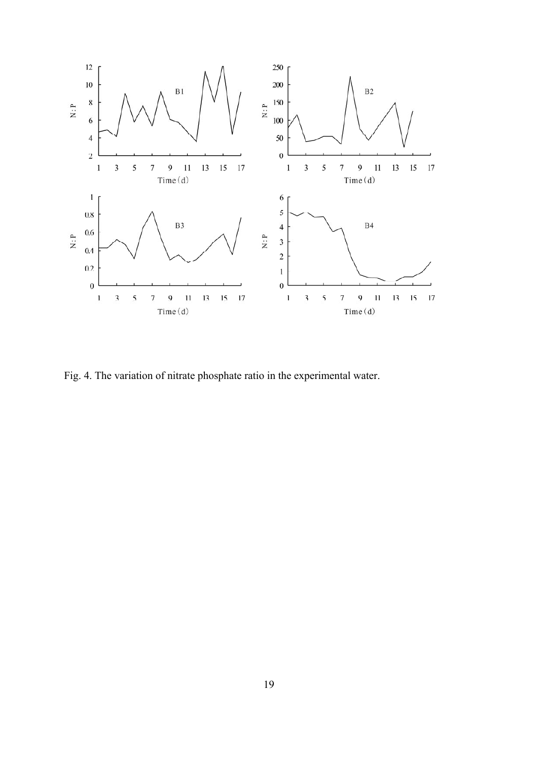12
10
8
6
4
2
N : P
B1
1 3 5 7 9 11 13 15 17
Time (d)

250
200
150
100
50
0
N : P
B2
1 3 5 7 9 11 13 15 17
Time (d)

1
0.8
0.6
0.4
0.2
0
N : P
B3
1 3 5 7 9 11 13 15 17
Time (d)

6
5
4
3
2
1
0
N : P
B4
1 3 5 7 9 11 13 15 17
Time (d)

Fig. 4. The variation of nitrate phosphate ratio in the experimental water.